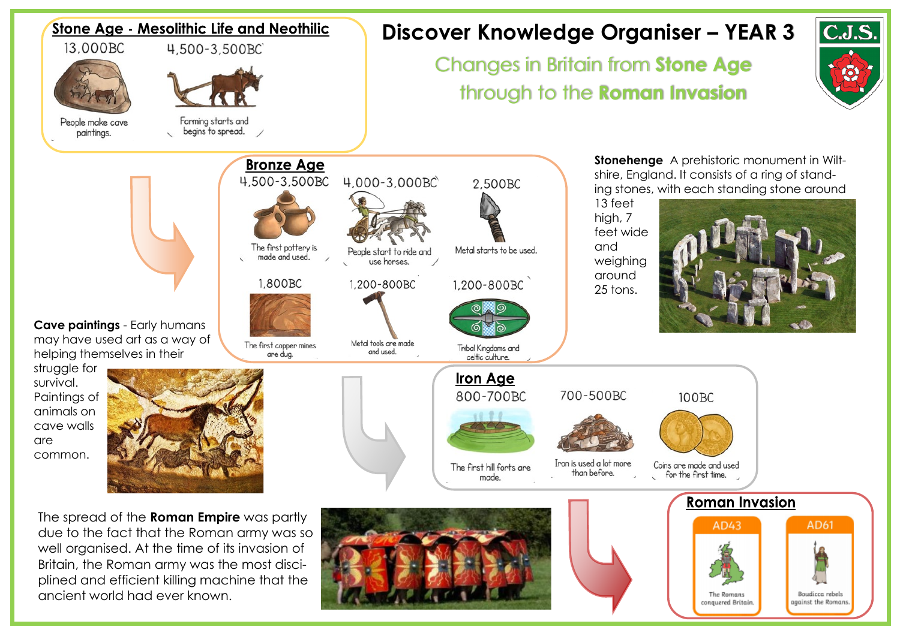# Discover Knowledge Organiser – YEAR 3

## Changes in Britain from Stone Age through to the Roman Invasion

C.J.S.

### Stone Age - Mesolithic Life and Neothilic

- 13,000BC – People make cave paintings.
- 4,500-3,500BC – Farming starts and begins to spread.

### Bronze Age

- 4,500-3,500BC – The first pottery is made and used.
- 4,000-3,000BC – People start to ride and use horses.
- 2,500BC – Metal starts to be used.
- 1,800BC – The first copper mines are dug.
- 1,200-800BC – Metal tools are made and used.
- 1,200-800BC – Tribal Kingdoms and celtic culture.

### Iron Age

- 800-700BC – The first hill forts are made.
- 700-500BC – Iron is used a lot more than before.
- 100BC – Coins are made and used for the first time.

### Roman Invasion

- AD43 – The Romans conquered Britain.
- AD61 – Boudicca rebels against the Romans.

**Stonehenge** A prehistoric monument in Wiltshire, England. It consists of a ring of standing stones, with each standing stone around 13 feet high, 7 feet wide and weighing around 25 tons.

**Cave paintings** - Early humans may have used art as a way of helping themselves in their struggle for survival. Paintings of animals on cave walls are common.

The spread of the **Roman Empire** was partly due to the fact that the Roman army was so well organised. At the time of its invasion of Britain, the Roman army was the most disciplined and efficient killing machine that the ancient world had ever known.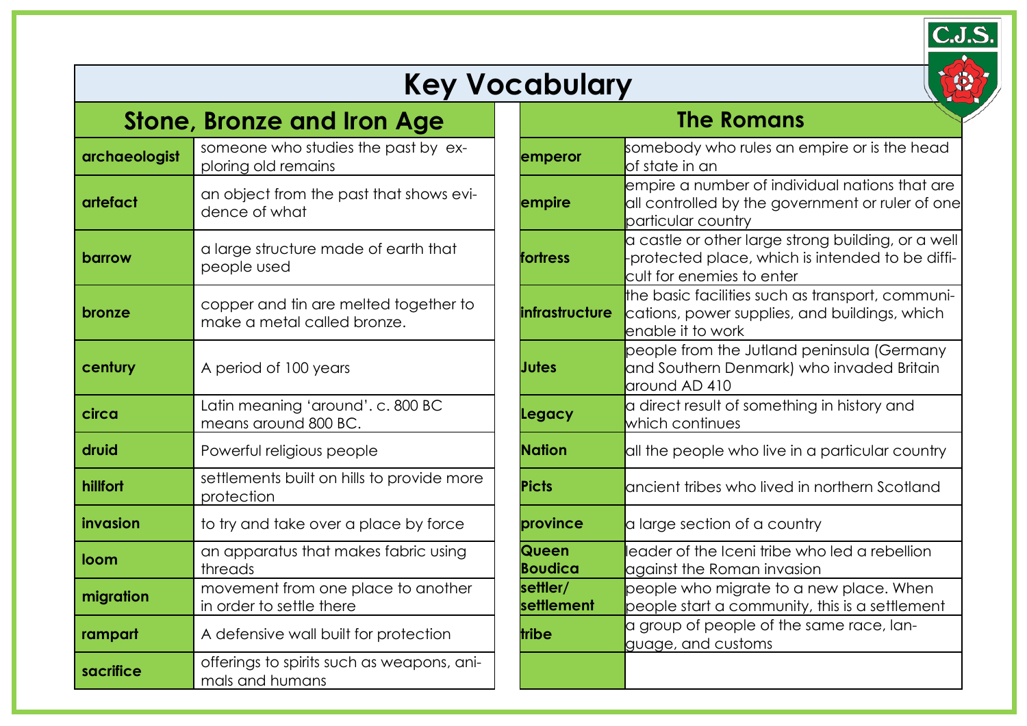# Key Vocabulary

## Stone, Bronze and Iron Age

| | |
|---|---|
| **archaeologist** | someone who studies the past by exploring old remains |
| **artefact** | an object from the past that shows evidence of what |
| **barrow** | a large structure made of earth that people used |
| **bronze** | copper and tin are melted together to make a metal called bronze. |
| **century** | A period of 100 years |
| **circa** | Latin meaning 'around'. c. 800 BC means around 800 BC. |
| **druid** | Powerful religious people |
| **hillfort** | settlements built on hills to provide more protection |
| **invasion** | to try and take over a place by force |
| **loom** | an apparatus that makes fabric using threads |
| **migration** | movement from one place to another in order to settle there |
| **rampart** | A defensive wall built for protection |
| **sacrifice** | offerings to spirits such as weapons, animals and humans |

## The Romans

| | |
|---|---|
| **emperor** | somebody who rules an empire or is the head of state in an |
| **empire** | empire a number of individual nations that are all controlled by the government or ruler of one particular country |
| **fortress** | a castle or other large strong building, or a well-protected place, which is intended to be difficult for enemies to enter |
| **infrastructure** | the basic facilities such as transport, communications, power supplies, and buildings, which enable it to work |
| **Jutes** | people from the Jutland peninsula (Germany and Southern Denmark) who invaded Britain around AD 410 |
| **Legacy** | a direct result of something in history and which continues |
| **Nation** | all the people who live in a particular country |
| **Picts** | ancient tribes who lived in northern Scotland |
| **province** | a large section of a country |
| **Queen Boudica** | leader of the Iceni tribe who led a rebellion against the Roman invasion |
| **settler/ settlement** | people who migrate to a new place. When people start a community, this is a settlement |
| **tribe** | a group of people of the same race, language, and customs |
| | |